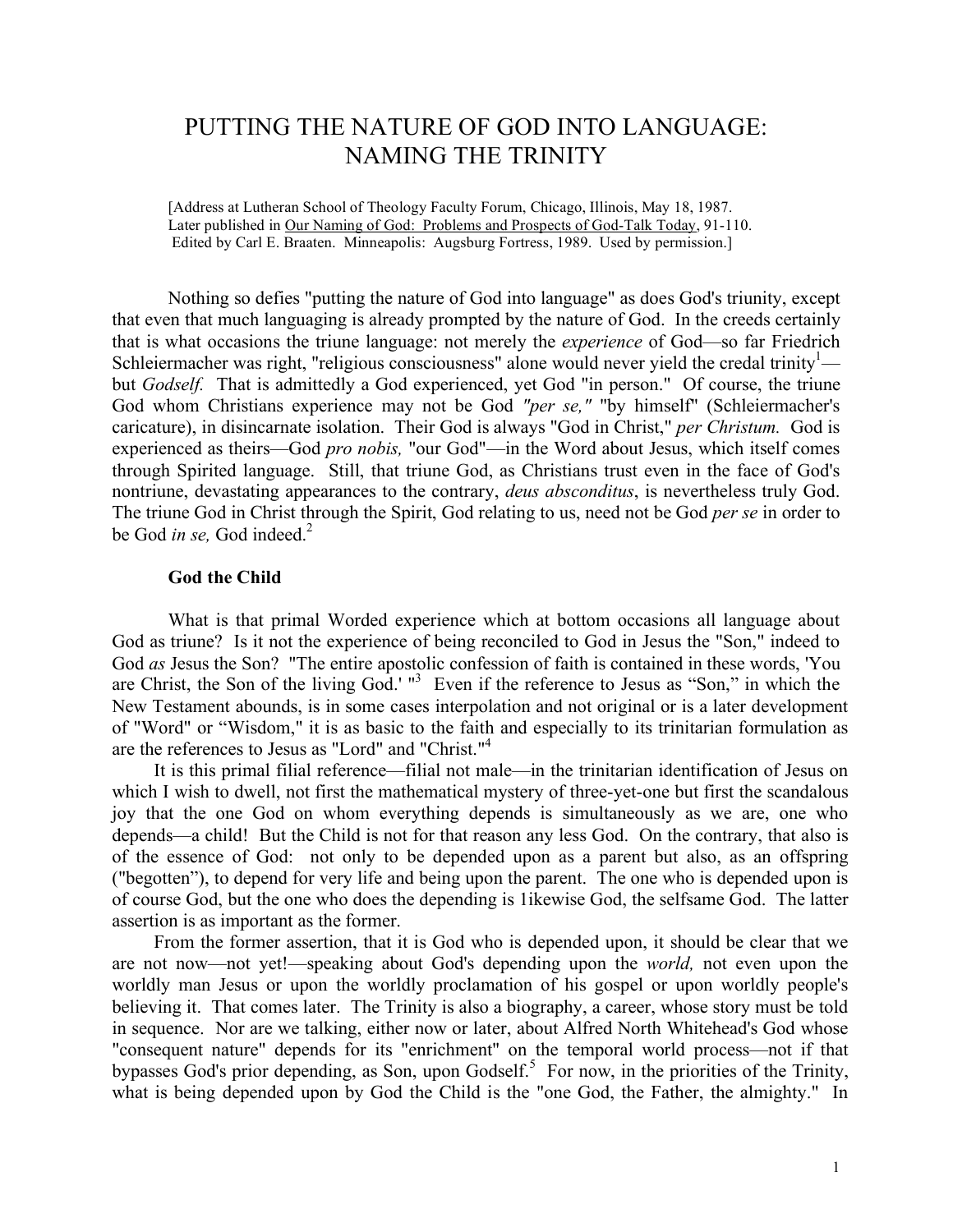# PUTTING THE NATURE OF GOD INTO LANGUAGE: NAMING THE TRINITY

[Address at Lutheran School of Theology Faculty Forum, Chicago, Illinois, May 18, 1987. Later published in Our Naming of God: Problems and Prospects of God-Talk Today, 91-110. Edited by Carl E. Braaten. Minneapolis: Augsburg Fortress, 1989. Used by permission.]

Nothing so defies "putting the nature of God into language" as does God's triunity, except that even that much languaging is already prompted by the nature of God. In the creeds certainly that is what occasions the triune language: not merely the *experience* of God—so far Friedrich Schleiermacher was right, "religious consciousness" alone would never yield the credal trinity[1]—but *Godself.* That is admittedly a God experienced, yet God "in person." Of course, the triune God whom Christians experience may not be God *"per se,"* "by himself" (Schleiermacher's caricature), in disincarnate isolation. Their God is always "God in Christ," *per Christum.* God is experienced as theirs—God *pro nobis,* "our God"—in the Word about Jesus, which itself comes through Spirited language. Still, that triune God, as Christians trust even in the face of God's nontriune, devastating appearances to the contrary, *deus absconditus*, is nevertheless truly God. The triune God in Christ through the Spirit, God relating to us, need not be God *per se* in order to be God *in se,* God indeed.[2]

**God the Child**

What is that primal Worded experience which at bottom occasions all language about God as triune? Is it not the experience of being reconciled to God in Jesus the "Son," indeed to God *as* Jesus the Son? "The entire apostolic confession of faith is contained in these words, 'You are Christ, the Son of the living God.' "[3] Even if the reference to Jesus as "Son," in which the New Testament abounds, is in some cases interpolation and not original or is a later development of "Word" or "Wisdom," it is as basic to the faith and especially to its trinitarian formulation as are the references to Jesus as "Lord" and "Christ."[4]

It is this primal filial reference—filial not male—in the trinitarian identification of Jesus on which I wish to dwell, not first the mathematical mystery of three-yet-one but first the scandalous joy that the one God on whom everything depends is simultaneously as we are, one who depends—a child! But the Child is not for that reason any less God. On the contrary, that also is of the essence of God: not only to be depended upon as a parent but also, as an offspring ("begotten"), to depend for very life and being upon the parent. The one who is depended upon is of course God, but the one who does the depending is 1ikewise God, the selfsame God. The latter assertion is as important as the former.

From the former assertion, that it is God who is depended upon, it should be clear that we are not now—not yet!—speaking about God's depending upon the *world,* not even upon the worldly man Jesus or upon the worldly proclamation of his gospel or upon worldly people's believing it. That comes later. The Trinity is also a biography, a career, whose story must be told in sequence. Nor are we talking, either now or later, about Alfred North Whitehead's God whose "consequent nature" depends for its "enrichment" on the temporal world process—not if that bypasses God's prior depending, as Son, upon Godself.[5] For now, in the priorities of the Trinity, what is being depended upon by God the Child is the "one God, the Father, the almighty." In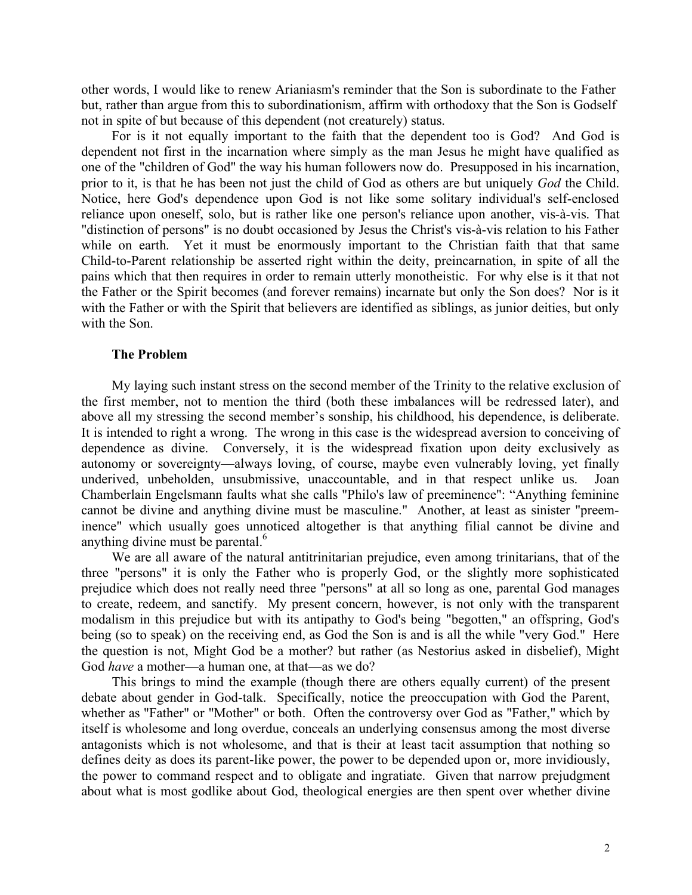other words, I would like to renew Arianiasm's reminder that the Son is subordinate to the Father but, rather than argue from this to subordinationism, affirm with orthodoxy that the Son is Godself not in spite of but because of this dependent (not creaturely) status.

For is it not equally important to the faith that the dependent too is God? And God is dependent not first in the incarnation where simply as the man Jesus he might have qualified as one of the "children of God" the way his human followers now do. Presupposed in his incarnation, prior to it, is that he has been not just the child of God as others are but uniquely *God* the Child. Notice, here God's dependence upon God is not like some solitary individual's self-enclosed reliance upon oneself, solo, but is rather like one person's reliance upon another, vis-à-vis. That "distinction of persons" is no doubt occasioned by Jesus the Christ's vis-à-vis relation to his Father while on earth. Yet it must be enormously important to the Christian faith that that same Child-to-Parent relationship be asserted right within the deity, preincarnation, in spite of all the pains which that then requires in order to remain utterly monotheistic. For why else is it that not the Father or the Spirit becomes (and forever remains) incarnate but only the Son does? Nor is it with the Father or with the Spirit that believers are identified as siblings, as junior deities, but only with the Son.

### The Problem

My laying such instant stress on the second member of the Trinity to the relative exclusion of the first member, not to mention the third (both these imbalances will be redressed later), and above all my stressing the second member's sonship, his childhood, his dependence, is deliberate. It is intended to right a wrong. The wrong in this case is the widespread aversion to conceiving of dependence as divine. Conversely, it is the widespread fixation upon deity exclusively as autonomy or sovereignty—always loving, of course, maybe even vulnerably loving, yet finally underived, unbeholden, unsubmissive, unaccountable, and in that respect unlike us. Joan Chamberlain Engelsmann faults what she calls "Philo's law of preeminence": "Anything feminine cannot be divine and anything divine must be masculine." Another, at least as sinister "pre-eminence" which usually goes unnoticed altogether is that anything filial cannot be divine and anything divine must be parental.[6]

We are all aware of the natural antitrinitarian prejudice, even among trinitarians, that of the three "persons" it is only the Father who is properly God, or the slightly more sophisticated prejudice which does not really need three "persons" at all so long as one, parental God manages to create, redeem, and sanctify. My present concern, however, is not only with the transparent modalism in this prejudice but with its antipathy to God's being "begotten," an offspring, God's being (so to speak) on the receiving end, as God the Son is and is all the while "very God." Here the question is not, Might God be a mother? but rather (as Nestorius asked in disbelief), Might God *have* a mother—a human one, at that—as we do?

This brings to mind the example (though there are others equally current) of the present debate about gender in God-talk. Specifically, notice the preoccupation with God the Parent, whether as "Father" or "Mother" or both. Often the controversy over God as "Father," which by itself is wholesome and long overdue, conceals an underlying consensus among the most diverse antagonists which is not wholesome, and that is their at least tacit assumption that nothing so defines deity as does its parent-like power, the power to be depended upon or, more invidiously, the power to command respect and to obligate and ingratiate. Given that narrow prejudgment about what is most godlike about God, theological energies are then spent over whether divine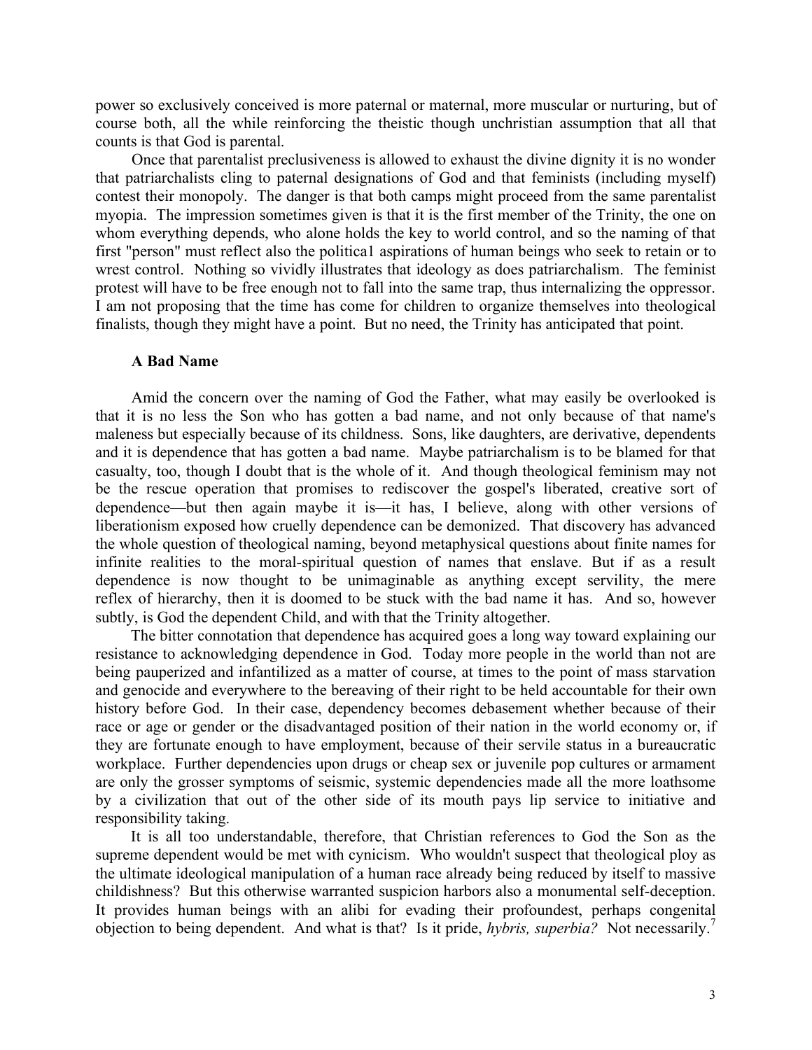power so exclusively conceived is more paternal or maternal, more muscular or nurturing, but of course both, all the while reinforcing the theistic though unchristian assumption that all that counts is that God is parental.

Once that parentalist preclusiveness is allowed to exhaust the divine dignity it is no wonder that patriarchalists cling to paternal designations of God and that feminists (including myself) contest their monopoly. The danger is that both camps might proceed from the same parentalist myopia. The impression sometimes given is that it is the first member of the Trinity, the one on whom everything depends, who alone holds the key to world control, and so the naming of that first "person" must reflect also the politica1 aspirations of human beings who seek to retain or to wrest control. Nothing so vividly illustrates that ideology as does patriarchalism. The feminist protest will have to be free enough not to fall into the same trap, thus internalizing the oppressor. I am not proposing that the time has come for children to organize themselves into theological finalists, though they might have a point. But no need, the Trinity has anticipated that point.

### A Bad Name

Amid the concern over the naming of God the Father, what may easily be overlooked is that it is no less the Son who has gotten a bad name, and not only because of that name's maleness but especially because of its childness. Sons, like daughters, are derivative, dependents and it is dependence that has gotten a bad name. Maybe patriarchalism is to be blamed for that casualty, too, though I doubt that is the whole of it. And though theological feminism may not be the rescue operation that promises to rediscover the gospel's liberated, creative sort of dependence—but then again maybe it is—it has, I believe, along with other versions of liberationism exposed how cruelly dependence can be demonized. That discovery has advanced the whole question of theological naming, beyond metaphysical questions about finite names for infinite realities to the moral-spiritual question of names that enslave. But if as a result dependence is now thought to be unimaginable as anything except servility, the mere reflex of hierarchy, then it is doomed to be stuck with the bad name it has. And so, however subtly, is God the dependent Child, and with that the Trinity altogether.

The bitter connotation that dependence has acquired goes a long way toward explaining our resistance to acknowledging dependence in God. Today more people in the world than not are being pauperized and infantilized as a matter of course, at times to the point of mass starvation and genocide and everywhere to the bereaving of their right to be held accountable for their own history before God. In their case, dependency becomes debasement whether because of their race or age or gender or the disadvantaged position of their nation in the world economy or, if they are fortunate enough to have employment, because of their servile status in a bureaucratic workplace. Further dependencies upon drugs or cheap sex or juvenile pop cultures or armament are only the grosser symptoms of seismic, systemic dependencies made all the more loathsome by a civilization that out of the other side of its mouth pays lip service to initiative and responsibility taking.

It is all too understandable, therefore, that Christian references to God the Son as the supreme dependent would be met with cynicism. Who wouldn't suspect that theological ploy as the ultimate ideological manipulation of a human race already being reduced by itself to massive childishness? But this otherwise warranted suspicion harbors also a monumental self-deception. It provides human beings with an alibi for evading their profoundest, perhaps congenital objection to being dependent. And what is that? Is it pride, *hybris, superbia?* Not necessarily.[7]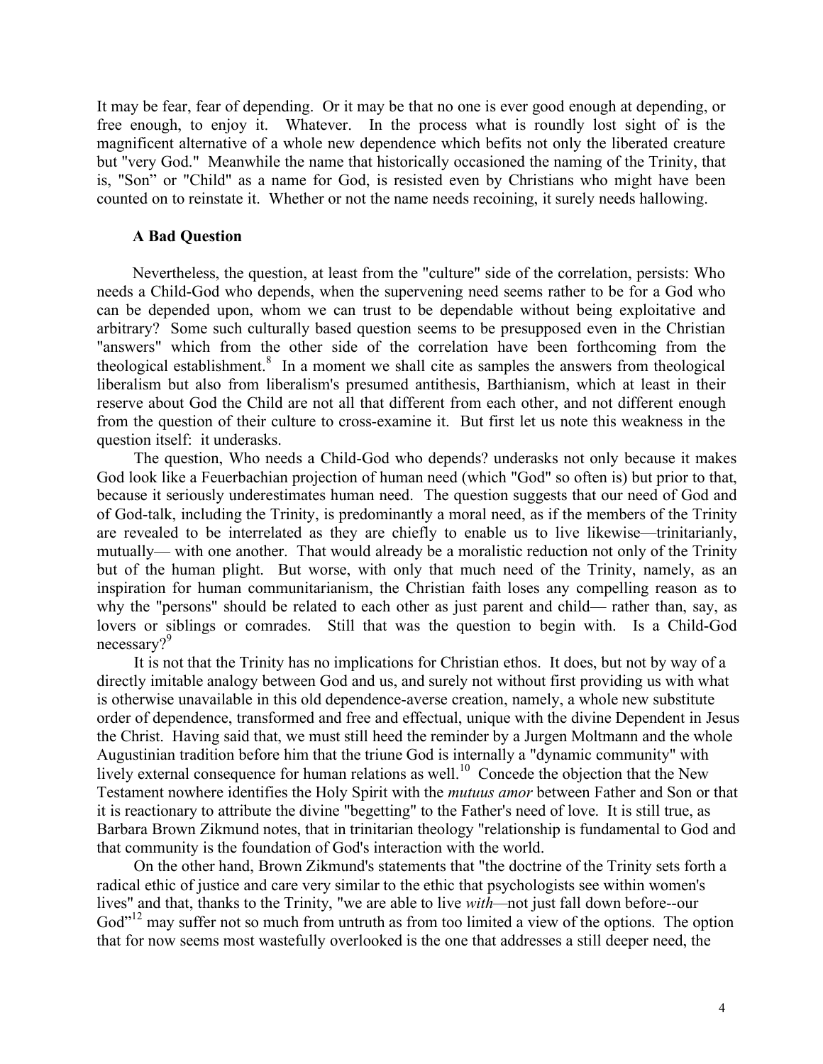It may be fear, fear of depending. Or it may be that no one is ever good enough at depending, or free enough, to enjoy it. Whatever. In the process what is roundly lost sight of is the magnificent alternative of a whole new dependence which befits not only the liberated creature but "very God." Meanwhile the name that historically occasioned the naming of the Trinity, that is, "Son" or "Child" as a name for God, is resisted even by Christians who might have been counted on to reinstate it. Whether or not the name needs recoining, it surely needs hallowing.

### A Bad Question

Nevertheless, the question, at least from the "culture" side of the correlation, persists: Who needs a Child-God who depends, when the supervening need seems rather to be for a God who can be depended upon, whom we can trust to be dependable without being exploitative and arbitrary? Some such culturally based question seems to be presupposed even in the Christian "answers" which from the other side of the correlation have been forthcoming from the theological establishment.[8] In a moment we shall cite as samples the answers from theological liberalism but also from liberalism's presumed antithesis, Barthianism, which at least in their reserve about God the Child are not all that different from each other, and not different enough from the question of their culture to cross-examine it. But first let us note this weakness in the question itself: it underasks.

The question, Who needs a Child-God who depends? underasks not only because it makes God look like a Feuerbachian projection of human need (which "God" so often is) but prior to that, because it seriously underestimates human need. The question suggests that our need of God and of God-talk, including the Trinity, is predominantly a moral need, as if the members of the Trinity are revealed to be interrelated as they are chiefly to enable us to live likewise—trinitarianly, mutually— with one another. That would already be a moralistic reduction not only of the Trinity but of the human plight. But worse, with only that much need of the Trinity, namely, as an inspiration for human communitarianism, the Christian faith loses any compelling reason as to why the "persons" should be related to each other as just parent and child— rather than, say, as lovers or siblings or comrades. Still that was the question to begin with. Is a Child-God necessary?[9]

It is not that the Trinity has no implications for Christian ethos. It does, but not by way of a directly imitable analogy between God and us, and surely not without first providing us with what is otherwise unavailable in this old dependence-averse creation, namely, a whole new substitute order of dependence, transformed and free and effectual, unique with the divine Dependent in Jesus the Christ. Having said that, we must still heed the reminder by a Jurgen Moltmann and the whole Augustinian tradition before him that the triune God is internally a "dynamic community" with lively external consequence for human relations as well.[10] Concede the objection that the New Testament nowhere identifies the Holy Spirit with the *mutuus amor* between Father and Son or that it is reactionary to attribute the divine "begetting" to the Father's need of love. It is still true, as Barbara Brown Zikmund notes, that in trinitarian theology "relationship is fundamental to God and that community is the foundation of God's interaction with the world.

On the other hand, Brown Zikmund's statements that "the doctrine of the Trinity sets forth a radical ethic of justice and care very similar to the ethic that psychologists see within women's lives" and that, thanks to the Trinity, "we are able to live *with*—not just fall down before--our God"[12] may suffer not so much from untruth as from too limited a view of the options. The option that for now seems most wastefully overlooked is the one that addresses a still deeper need, the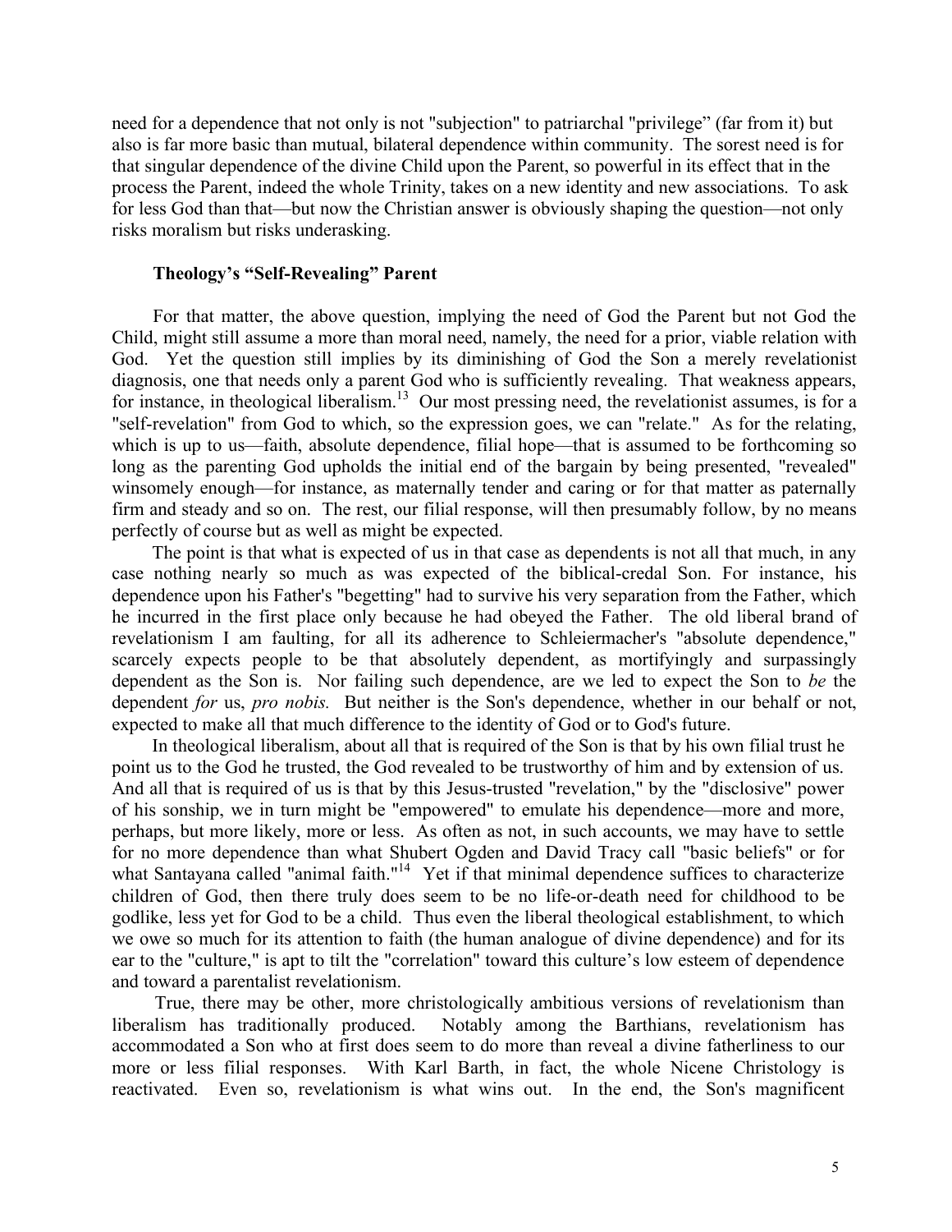need for a dependence that not only is not "subjection" to patriarchal "privilege" (far from it) but also is far more basic than mutual, bilateral dependence within community. The sorest need is for that singular dependence of the divine Child upon the Parent, so powerful in its effect that in the process the Parent, indeed the whole Trinity, takes on a new identity and new associations. To ask for less God than that—but now the Christian answer is obviously shaping the question—not only risks moralism but risks underasking.

### Theology's "Self-Revealing" Parent

For that matter, the above question, implying the need of God the Parent but not God the Child, might still assume a more than moral need, namely, the need for a prior, viable relation with God. Yet the question still implies by its diminishing of God the Son a merely revelationist diagnosis, one that needs only a parent God who is sufficiently revealing. That weakness appears, for instance, in theological liberalism.[13] Our most pressing need, the revelationist assumes, is for a "self-revelation" from God to which, so the expression goes, we can "relate." As for the relating, which is up to us—faith, absolute dependence, filial hope—that is assumed to be forthcoming so long as the parenting God upholds the initial end of the bargain by being presented, "revealed" winsomely enough—for instance, as maternally tender and caring or for that matter as paternally firm and steady and so on. The rest, our filial response, will then presumably follow, by no means perfectly of course but as well as might be expected.

The point is that what is expected of us in that case as dependents is not all that much, in any case nothing nearly so much as was expected of the biblical-credal Son. For instance, his dependence upon his Father's "begetting" had to survive his very separation from the Father, which he incurred in the first place only because he had obeyed the Father. The old liberal brand of revelationism I am faulting, for all its adherence to Schleiermacher's "absolute dependence," scarcely expects people to be that absolutely dependent, as mortifyingly and surpassingly dependent as the Son is. Nor failing such dependence, are we led to expect the Son to *be* the dependent *for* us, *pro nobis.* But neither is the Son's dependence, whether in our behalf or not, expected to make all that much difference to the identity of God or to God's future.

In theological liberalism, about all that is required of the Son is that by his own filial trust he point us to the God he trusted, the God revealed to be trustworthy of him and by extension of us. And all that is required of us is that by this Jesus-trusted "revelation," by the "disclosive" power of his sonship, we in turn might be "empowered" to emulate his dependence—more and more, perhaps, but more likely, more or less. As often as not, in such accounts, we may have to settle for no more dependence than what Shubert Ogden and David Tracy call "basic beliefs" or for what Santayana called "animal faith."[14] Yet if that minimal dependence suffices to characterize children of God, then there truly does seem to be no life-or-death need for childhood to be godlike, less yet for God to be a child. Thus even the liberal theological establishment, to which we owe so much for its attention to faith (the human analogue of divine dependence) and for its ear to the "culture," is apt to tilt the "correlation" toward this culture's low esteem of dependence and toward a parentalist revelationism.

True, there may be other, more christologically ambitious versions of revelationism than liberalism has traditionally produced. Notably among the Barthians, revelationism has accommodated a Son who at first does seem to do more than reveal a divine fatherliness to our more or less filial responses. With Karl Barth, in fact, the whole Nicene Christology is reactivated. Even so, revelationism is what wins out. In the end, the Son's magnificent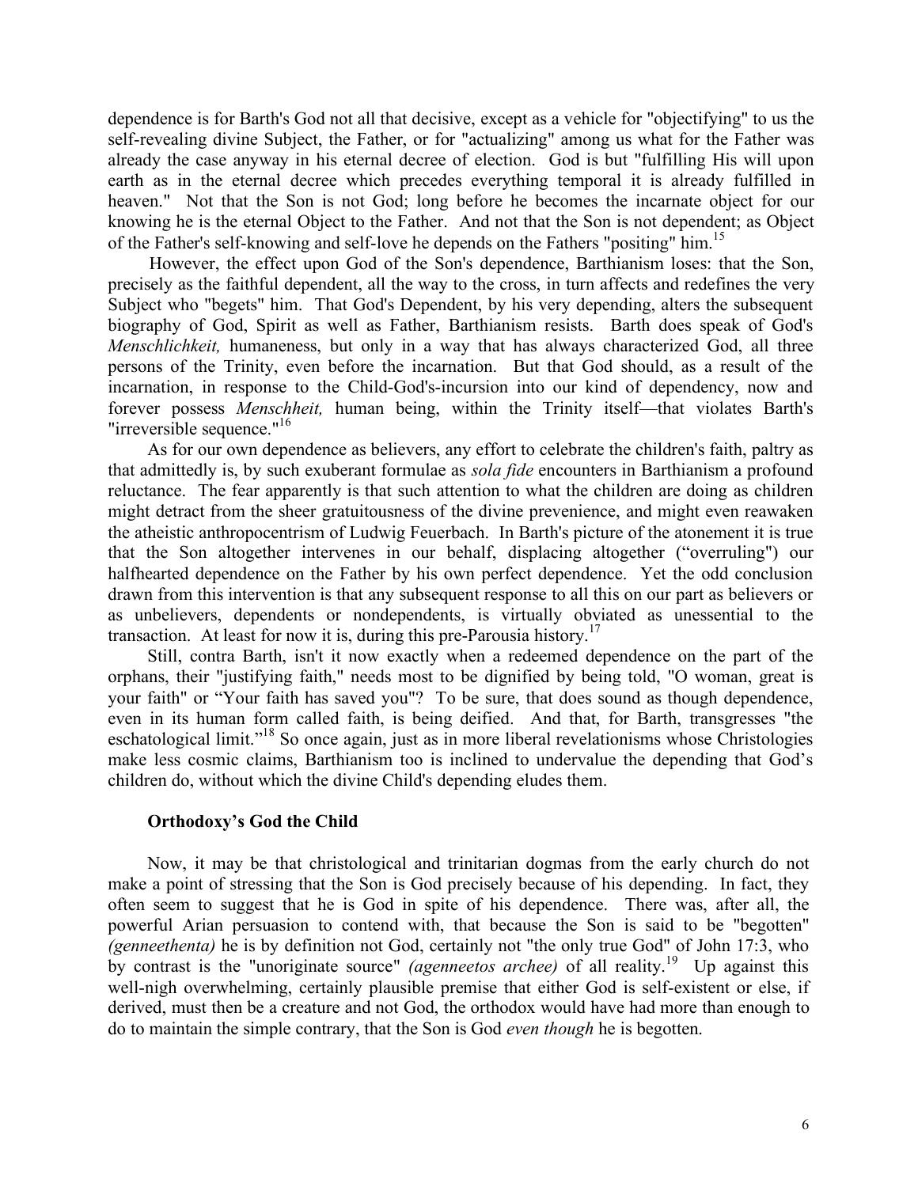dependence is for Barth's God not all that decisive, except as a vehicle for "objectifying" to us the self-revealing divine Subject, the Father, or for "actualizing" among us what for the Father was already the case anyway in his eternal decree of election. God is but "fulfilling His will upon earth as in the eternal decree which precedes everything temporal it is already fulfilled in heaven." Not that the Son is not God; long before he becomes the incarnate object for our knowing he is the eternal Object to the Father. And not that the Son is not dependent; as Object of the Father's self-knowing and self-love he depends on the Fathers "positing" him.[15]

However, the effect upon God of the Son's dependence, Barthianism loses: that the Son, precisely as the faithful dependent, all the way to the cross, in turn affects and redefines the very Subject who "begets" him. That God's Dependent, by his very depending, alters the subsequent biography of God, Spirit as well as Father, Barthianism resists. Barth does speak of God's *Menschlichkeit,* humaneness, but only in a way that has always characterized God, all three persons of the Trinity, even before the incarnation. But that God should, as a result of the incarnation, in response to the Child-God's-incursion into our kind of dependency, now and forever possess *Menschheit,* human being, within the Trinity itself—that violates Barth's "irreversible sequence."[16]

As for our own dependence as believers, any effort to celebrate the children's faith, paltry as that admittedly is, by such exuberant formulae as *sola fide* encounters in Barthianism a profound reluctance. The fear apparently is that such attention to what the children are doing as children might detract from the sheer gratuitousness of the divine prevenience, and might even reawaken the atheistic anthropocentrism of Ludwig Feuerbach. In Barth's picture of the atonement it is true that the Son altogether intervenes in our behalf, displacing altogether ("overruling") our halfhearted dependence on the Father by his own perfect dependence. Yet the odd conclusion drawn from this intervention is that any subsequent response to all this on our part as believers or as unbelievers, dependents or nondependents, is virtually obviated as unessential to the transaction. At least for now it is, during this pre-Parousia history.[17]

Still, contra Barth, isn't it now exactly when a redeemed dependence on the part of the orphans, their "justifying faith," needs most to be dignified by being told, "O woman, great is your faith" or "Your faith has saved you"? To be sure, that does sound as though dependence, even in its human form called faith, is being deified. And that, for Barth, transgresses "the eschatological limit."[18] So once again, just as in more liberal revelationisms whose Christologies make less cosmic claims, Barthianism too is inclined to undervalue the depending that God's children do, without which the divine Child's depending eludes them.

### Orthodoxy's God the Child

Now, it may be that christological and trinitarian dogmas from the early church do not make a point of stressing that the Son is God precisely because of his depending. In fact, they often seem to suggest that he is God in spite of his dependence. There was, after all, the powerful Arian persuasion to contend with, that because the Son is said to be "begotten" *(genneethenta)* he is by definition not God, certainly not "the only true God" of John 17:3, who by contrast is the "unoriginate source" *(agenneetos archee)* of all reality.[19] Up against this well-nigh overwhelming, certainly plausible premise that either God is self-existent or else, if derived, must then be a creature and not God, the orthodox would have had more than enough to do to maintain the simple contrary, that the Son is God *even though* he is begotten.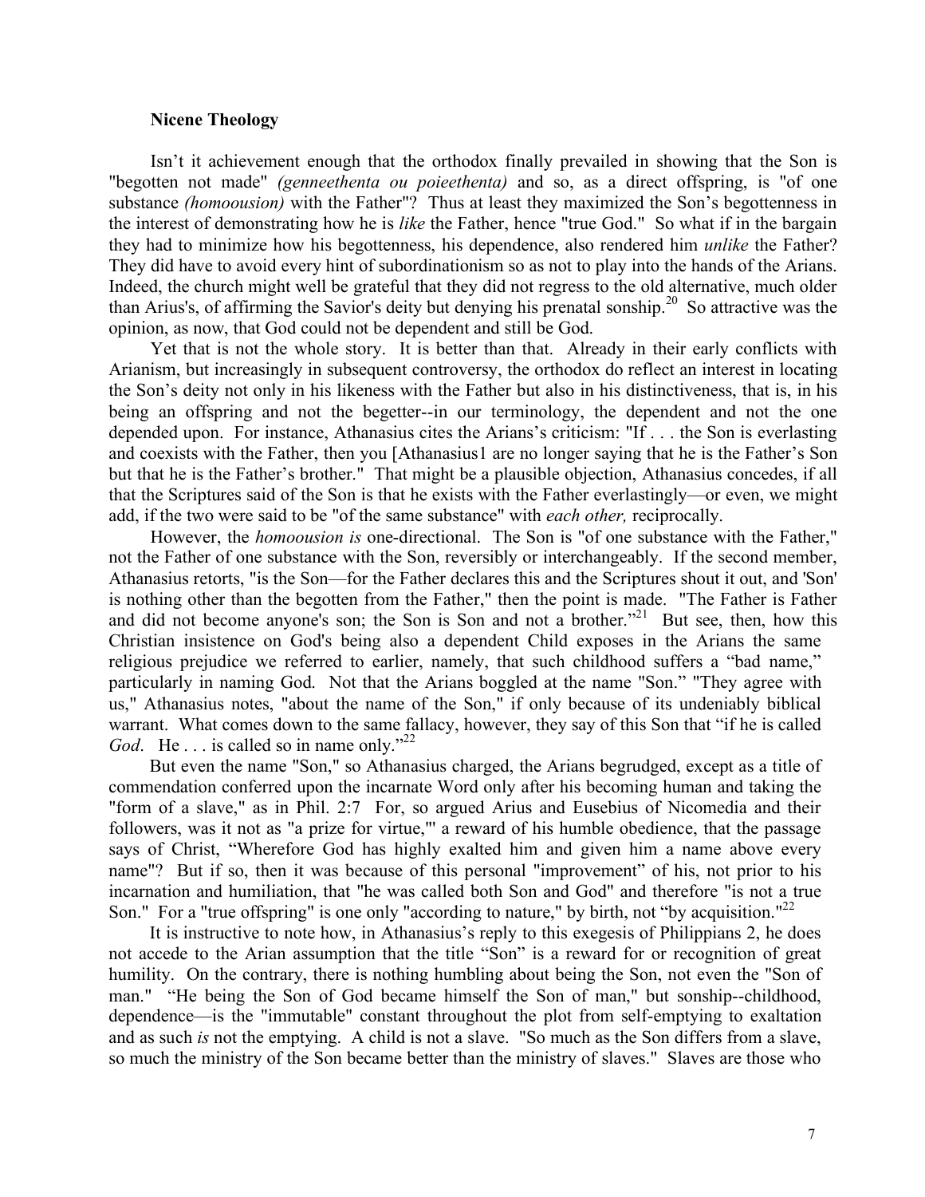**Nicene Theology**

Isn't it achievement enough that the orthodox finally prevailed in showing that the Son is "begotten not made" *(genneethenta ou poieethenta)* and so, as a direct offspring, is "of one substance *(homoousion)* with the Father"? Thus at least they maximized the Son's begottenness in the interest of demonstrating how he is *like* the Father, hence "true God." So what if in the bargain they had to minimize how his begottenness, his dependence, also rendered him *unlike* the Father? They did have to avoid every hint of subordinationism so as not to play into the hands of the Arians. Indeed, the church might well be grateful that they did not regress to the old alternative, much older than Arius's, of affirming the Savior's deity but denying his prenatal sonship.[20] So attractive was the opinion, as now, that God could not be dependent and still be God.

Yet that is not the whole story. It is better than that. Already in their early conflicts with Arianism, but increasingly in subsequent controversy, the orthodox do reflect an interest in locating the Son's deity not only in his likeness with the Father but also in his distinctiveness, that is, in his being an offspring and not the begetter--in our terminology, the dependent and not the one depended upon. For instance, Athanasius cites the Arians's criticism: "If . . . the Son is everlasting and coexists with the Father, then you [Athanasius1 are no longer saying that he is the Father's Son but that he is the Father's brother." That might be a plausible objection, Athanasius concedes, if all that the Scriptures said of the Son is that he exists with the Father everlastingly—or even, we might add, if the two were said to be "of the same substance" with *each other,* reciprocally.

However, the *homoousion is* one-directional. The Son is "of one substance with the Father," not the Father of one substance with the Son, reversibly or interchangeably. If the second member, Athanasius retorts, "is the Son—for the Father declares this and the Scriptures shout it out, and 'Son' is nothing other than the begotten from the Father," then the point is made. "The Father is Father and did not become anyone's son; the Son is Son and not a brother."[21] But see, then, how this Christian insistence on God's being also a dependent Child exposes in the Arians the same religious prejudice we referred to earlier, namely, that such childhood suffers a "bad name," particularly in naming God. Not that the Arians boggled at the name "Son." "They agree with us," Athanasius notes, "about the name of the Son," if only because of its undeniably biblical warrant. What comes down to the same fallacy, however, they say of this Son that "if he is called *God*. He . . . is called so in name only."[22]

But even the name "Son," so Athanasius charged, the Arians begrudged, except as a title of commendation conferred upon the incarnate Word only after his becoming human and taking the "form of a slave," as in Phil. 2:7 For, so argued Arius and Eusebius of Nicomedia and their followers, was it not as "a prize for virtue,"' a reward of his humble obedience, that the passage says of Christ, "Wherefore God has highly exalted him and given him a name above every name"? But if so, then it was because of this personal "improvement" of his, not prior to his incarnation and humiliation, that "he was called both Son and God" and therefore "is not a true Son." For a "true offspring" is one only "according to nature," by birth, not "by acquisition."[22]

It is instructive to note how, in Athanasius's reply to this exegesis of Philippians 2, he does not accede to the Arian assumption that the title "Son" is a reward for or recognition of great humility. On the contrary, there is nothing humbling about being the Son, not even the "Son of man." "He being the Son of God became himself the Son of man," but sonship--childhood, dependence—is the "immutable" constant throughout the plot from self-emptying to exaltation and as such *is* not the emptying. A child is not a slave. "So much as the Son differs from a slave, so much the ministry of the Son became better than the ministry of slaves." Slaves are those who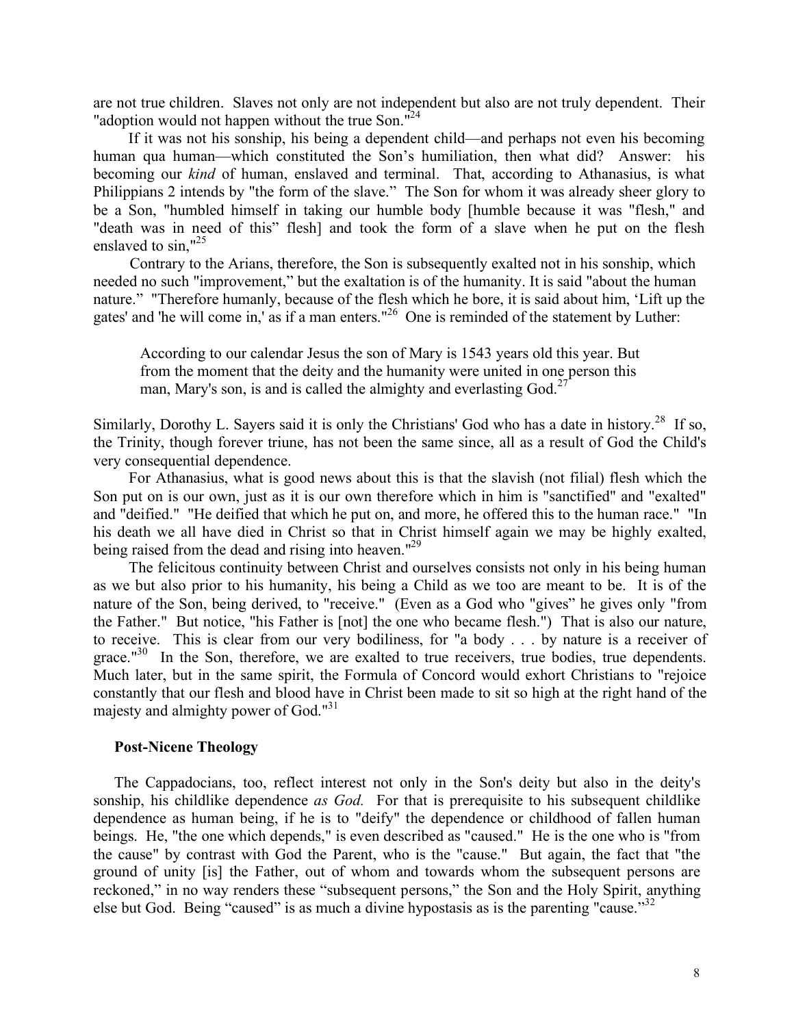are not true children. Slaves not only are not independent but also are not truly dependent. Their "adoption would not happen without the true Son."[24]

If it was not his sonship, his being a dependent child—and perhaps not even his becoming human qua human—which constituted the Son's humiliation, then what did? Answer: his becoming our *kind* of human, enslaved and terminal. That, according to Athanasius, is what Philippians 2 intends by "the form of the slave." The Son for whom it was already sheer glory to be a Son, "humbled himself in taking our humble body [humble because it was "flesh," and "death was in need of this" flesh] and took the form of a slave when he put on the flesh enslaved to sin,"[25]

Contrary to the Arians, therefore, the Son is subsequently exalted not in his sonship, which needed no such "improvement," but the exaltation is of the humanity. It is said "about the human nature." "Therefore humanly, because of the flesh which he bore, it is said about him, 'Lift up the gates' and 'he will come in,' as if a man enters."[26] One is reminded of the statement by Luther:

> According to our calendar Jesus the son of Mary is 1543 years old this year. But from the moment that the deity and the humanity were united in one person this man, Mary's son, is and is called the almighty and everlasting God.[27]

Similarly, Dorothy L. Sayers said it is only the Christians' God who has a date in history.[28] If so, the Trinity, though forever triune, has not been the same since, all as a result of God the Child's very consequential dependence.

For Athanasius, what is good news about this is that the slavish (not filial) flesh which the Son put on is our own, just as it is our own therefore which in him is "sanctified" and "exalted" and "deified." "He deified that which he put on, and more, he offered this to the human race." "In his death we all have died in Christ so that in Christ himself again we may be highly exalted, being raised from the dead and rising into heaven."[29]

The felicitous continuity between Christ and ourselves consists not only in his being human as we but also prior to his humanity, his being a Child as we too are meant to be. It is of the nature of the Son, being derived, to "receive." (Even as a God who "gives" he gives only "from the Father." But notice, "his Father is [not] the one who became flesh.") That is also our nature, to receive. This is clear from our very bodiliness, for "a body . . . by nature is a receiver of grace."[30] In the Son, therefore, we are exalted to true receivers, true bodies, true dependents. Much later, but in the same spirit, the Formula of Concord would exhort Christians to "rejoice constantly that our flesh and blood have in Christ been made to sit so high at the right hand of the majesty and almighty power of God."[31]

## Post-Nicene Theology

The Cappadocians, too, reflect interest not only in the Son's deity but also in the deity's sonship, his childlike dependence *as God.* For that is prerequisite to his subsequent childlike dependence as human being, if he is to "deify" the dependence or childhood of fallen human beings. He, "the one which depends," is even described as "caused." He is the one who is "from the cause" by contrast with God the Parent, who is the "cause." But again, the fact that "the ground of unity [is] the Father, out of whom and towards whom the subsequent persons are reckoned," in no way renders these "subsequent persons," the Son and the Holy Spirit, anything else but God. Being "caused" is as much a divine hypostasis as is the parenting "cause."[32]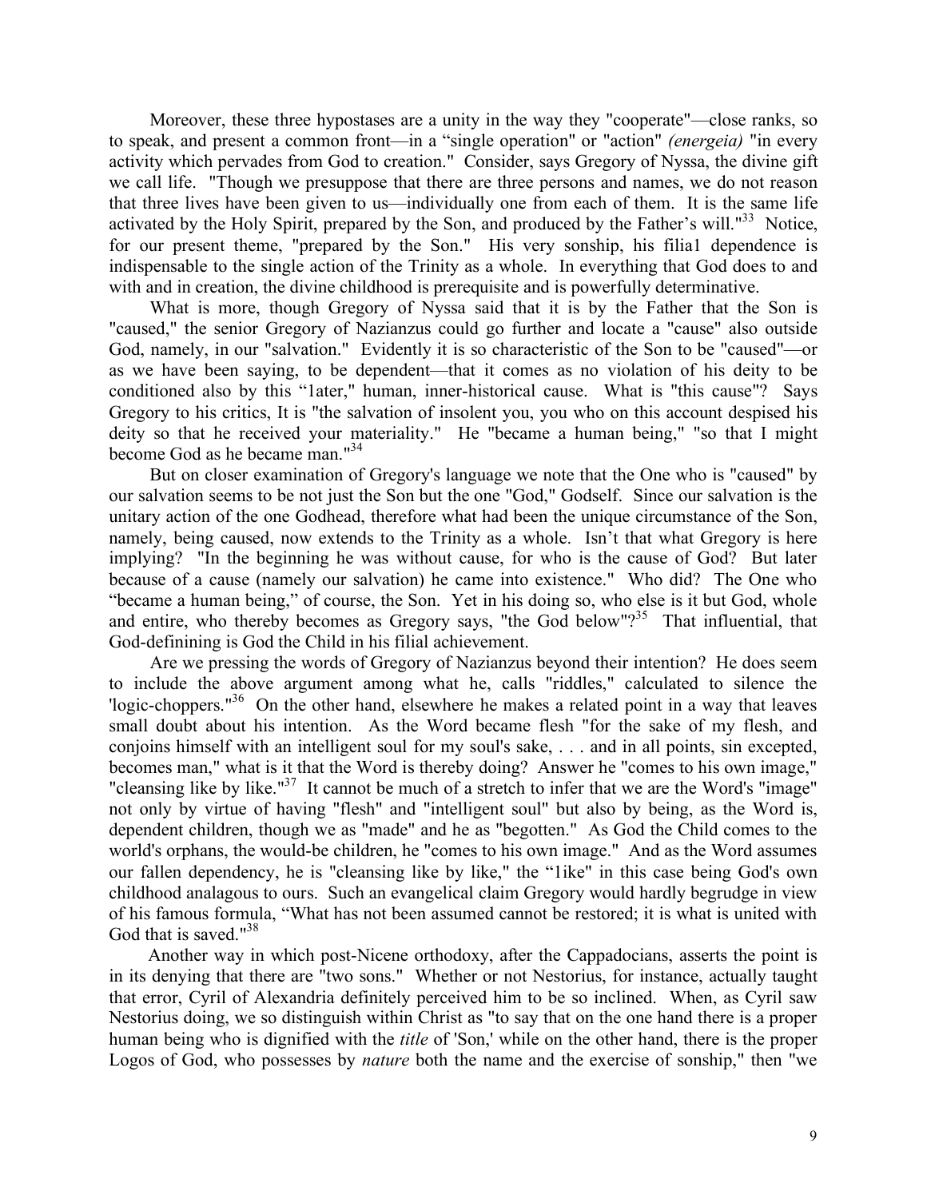Moreover, these three hypostases are a unity in the way they "cooperate"—close ranks, so to speak, and present a common front—in a "single operation" or "action" *(energeia)* "in every activity which pervades from God to creation." Consider, says Gregory of Nyssa, the divine gift we call life. "Though we presuppose that there are three persons and names, we do not reason that three lives have been given to us—individually one from each of them. It is the same life activated by the Holy Spirit, prepared by the Son, and produced by the Father's will."[33] Notice, for our present theme, "prepared by the Son." His very sonship, his filia1 dependence is indispensable to the single action of the Trinity as a whole. In everything that God does to and with and in creation, the divine childhood is prerequisite and is powerfully determinative.

What is more, though Gregory of Nyssa said that it is by the Father that the Son is "caused," the senior Gregory of Nazianzus could go further and locate a "cause" also outside God, namely, in our "salvation." Evidently it is so characteristic of the Son to be "caused"—or as we have been saying, to be dependent—that it comes as no violation of his deity to be conditioned also by this "1ater," human, inner-historical cause. What is "this cause"? Says Gregory to his critics, It is "the salvation of insolent you, you who on this account despised his deity so that he received your materiality." He "became a human being," "so that I might become God as he became man."[34]

But on closer examination of Gregory's language we note that the One who is "caused" by our salvation seems to be not just the Son but the one "God," Godself. Since our salvation is the unitary action of the one Godhead, therefore what had been the unique circumstance of the Son, namely, being caused, now extends to the Trinity as a whole. Isn't that what Gregory is here implying? "In the beginning he was without cause, for who is the cause of God? But later because of a cause (namely our salvation) he came into existence." Who did? The One who "became a human being," of course, the Son. Yet in his doing so, who else is it but God, whole and entire, who thereby becomes as Gregory says, "the God below"?[35] That influential, that God-definining is God the Child in his filial achievement.

Are we pressing the words of Gregory of Nazianzus beyond their intention? He does seem to include the above argument among what he, calls "riddles," calculated to silence the 'logic-choppers."[36] On the other hand, elsewhere he makes a related point in a way that leaves small doubt about his intention. As the Word became flesh "for the sake of my flesh, and conjoins himself with an intelligent soul for my soul's sake, . . . and in all points, sin excepted, becomes man," what is it that the Word is thereby doing? Answer he "comes to his own image," "cleansing like by like."[37] It cannot be much of a stretch to infer that we are the Word's "image" not only by virtue of having "flesh" and "intelligent soul" but also by being, as the Word is, dependent children, though we as "made" and he as "begotten." As God the Child comes to the world's orphans, the would-be children, he "comes to his own image." And as the Word assumes our fallen dependency, he is "cleansing like by like," the "1ike" in this case being God's own childhood analagous to ours. Such an evangelical claim Gregory would hardly begrudge in view of his famous formula, "What has not been assumed cannot be restored; it is what is united with God that is saved."[38]

Another way in which post-Nicene orthodoxy, after the Cappadocians, asserts the point is in its denying that there are "two sons." Whether or not Nestorius, for instance, actually taught that error, Cyril of Alexandria definitely perceived him to be so inclined. When, as Cyril saw Nestorius doing, we so distinguish within Christ as "to say that on the one hand there is a proper human being who is dignified with the *title* of 'Son,' while on the other hand, there is the proper Logos of God, who possesses by *nature* both the name and the exercise of sonship," then "we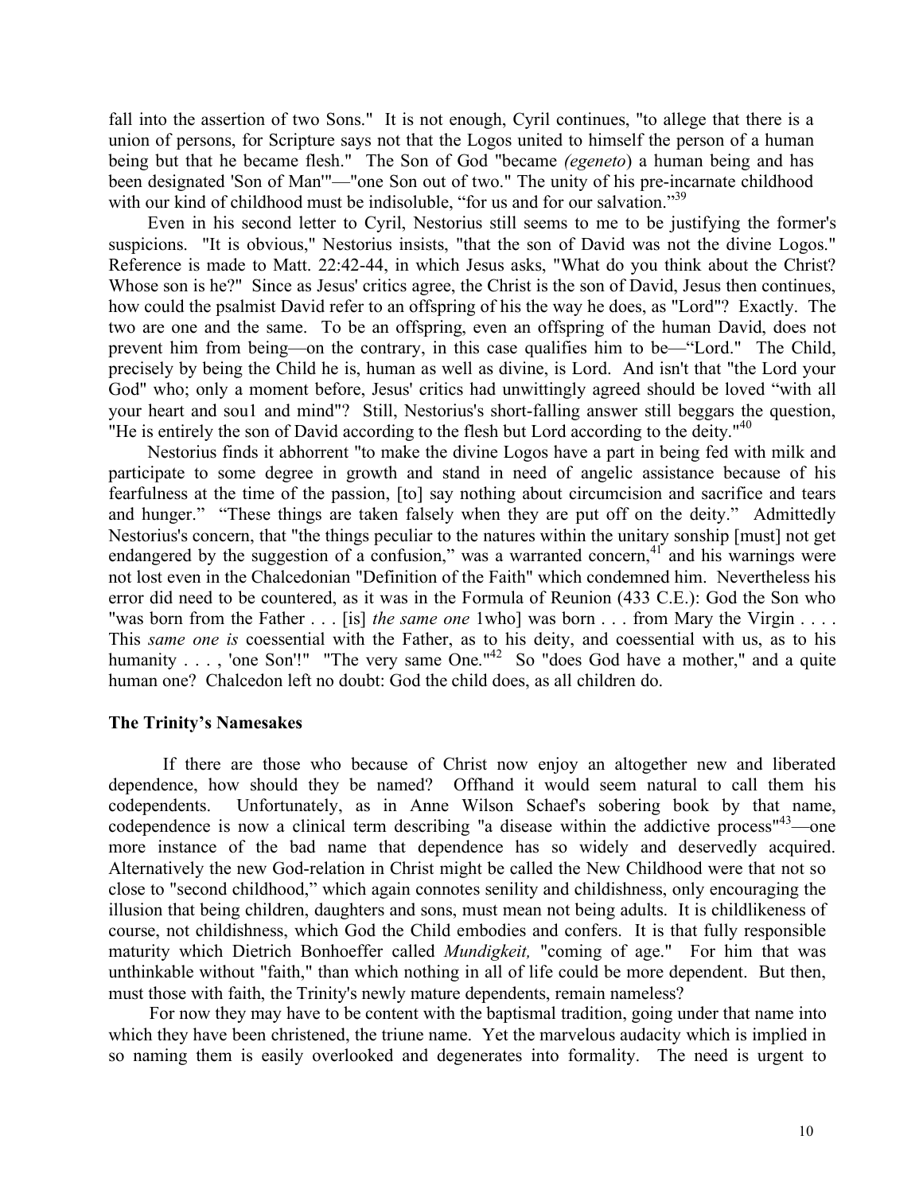fall into the assertion of two Sons." It is not enough, Cyril continues, "to allege that there is a union of persons, for Scripture says not that the Logos united to himself the person of a human being but that he became flesh." The Son of God "became *(egeneto*) a human being and has been designated 'Son of Man'"—"one Son out of two." The unity of his pre-incarnate childhood with our kind of childhood must be indisoluble, "for us and for our salvation."[39]

Even in his second letter to Cyril, Nestorius still seems to me to be justifying the former's suspicions. "It is obvious," Nestorius insists, "that the son of David was not the divine Logos." Reference is made to Matt. 22:42-44, in which Jesus asks, "What do you think about the Christ? Whose son is he?" Since as Jesus' critics agree, the Christ is the son of David, Jesus then continues, how could the psalmist David refer to an offspring of his the way he does, as "Lord"? Exactly. The two are one and the same. To be an offspring, even an offspring of the human David, does not prevent him from being—on the contrary, in this case qualifies him to be—"Lord." The Child, precisely by being the Child he is, human as well as divine, is Lord. And isn't that "the Lord your God" who; only a moment before, Jesus' critics had unwittingly agreed should be loved "with all your heart and sou1 and mind"? Still, Nestorius's short-falling answer still beggars the question, "He is entirely the son of David according to the flesh but Lord according to the deity."[40]

Nestorius finds it abhorrent "to make the divine Logos have a part in being fed with milk and participate to some degree in growth and stand in need of angelic assistance because of his fearfulness at the time of the passion, [to] say nothing about circumcision and sacrifice and tears and hunger." "These things are taken falsely when they are put off on the deity." Admittedly Nestorius's concern, that "the things peculiar to the natures within the unitary sonship [must] not get endangered by the suggestion of a confusion," was a warranted concern,[41] and his warnings were not lost even in the Chalcedonian "Definition of the Faith" which condemned him. Nevertheless his error did need to be countered, as it was in the Formula of Reunion (433 C.E.): God the Son who "was born from the Father . . . [is] *the same one* 1who] was born . . . from Mary the Virgin . . . . This *same one is* coessential with the Father, as to his deity, and coessential with us, as to his humanity . . . , 'one Son'!" "The very same One."[42] So "does God have a mother," and a quite human one? Chalcedon left no doubt: God the child does, as all children do.

### The Trinity's Namesakes

If there are those who because of Christ now enjoy an altogether new and liberated dependence, how should they be named? Offhand it would seem natural to call them his codependents. Unfortunately, as in Anne Wilson Schaef's sobering book by that name, codependence is now a clinical term describing "a disease within the addictive process"[43]—one more instance of the bad name that dependence has so widely and deservedly acquired. Alternatively the new God-relation in Christ might be called the New Childhood were that not so close to "second childhood," which again connotes senility and childishness, only encouraging the illusion that being children, daughters and sons, must mean not being adults. It is childlikeness of course, not childishness, which God the Child embodies and confers. It is that fully responsible maturity which Dietrich Bonhoeffer called *Mundigkeit,* "coming of age." For him that was unthinkable without "faith," than which nothing in all of life could be more dependent. But then, must those with faith, the Trinity's newly mature dependents, remain nameless?

For now they may have to be content with the baptismal tradition, going under that name into which they have been christened, the triune name. Yet the marvelous audacity which is implied in so naming them is easily overlooked and degenerates into formality. The need is urgent to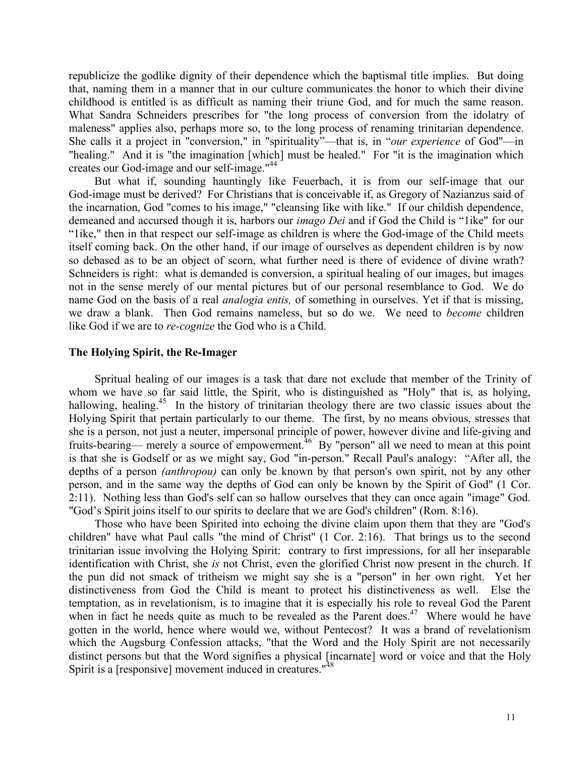republicize the godlike dignity of their dependence which the baptismal title implies. But doing that, naming them in a manner that in our culture communicates the honor to which their divine childhood is entitled is as difficult as naming their triune God, and for much the same reason. What Sandra Schneiders prescribes for "the long process of conversion from the idolatry of maleness" applies also, perhaps more so, to the long process of renaming trinitarian dependence. She calls it a project in "conversion," in "spirituality"—that is, in "*our experience* of God"—in "healing." And it is "the imagination [which] must be healed." For "it is the imagination which creates our God-image and our self-image."[44]

But what if, sounding hauntingly like Feuerbach, it is from our self-image that our God-image must be derived? For Christians that is conceivable if, as Gregory of Nazianzus said of the incarnation, God "comes to his image," "cleansing like with like." If our childish dependence, demeaned and accursed though it is, harbors our *imago Dei* and if God the Child is "1ike" for our "1ike," then in that respect our self-image as children is where the God-image of the Child meets itself coming back. On the other hand, if our image of ourselves as dependent children is by now so debased as to be an object of scorn, what further need is there of evidence of divine wrath? Schneiders is right: what is demanded is conversion, a spiritual healing of our images, but images not in the sense merely of our mental pictures but of our personal resemblance to God. We do name God on the basis of a real *analogia entis,* of something in ourselves. Yet if that is missing, we draw a blank. Then God remains nameless, but so do we. We need to *become* children like God if we are to *re-cognize* the God who is a Child.

### The Holying Spirit, the Re-Imager

Spritual healing of our images is a task that dare not exclude that member of the Trinity of whom we have so far said little, the Spirit, who is distinguished as "Holy" that is, as holying, hallowing, healing.[45] In the history of trinitarian theology there are two classic issues about the Holying Spirit that pertain particularly to our theme. The first, by no means obvious, stresses that she is a person, not just a neuter, impersonal principle of power, however divine and life-giving and fruits-bearing— merely a source of empowerment.[46] By "person" all we need to mean at this point is that she is Godself or as we might say, God "in-person." Recall Paul's analogy: "After all, the depths of a person *(anthropou)* can only be known by that person's own spirit, not by any other person, and in the same way the depths of God can only be known by the Spirit of God" (1 Cor. 2:11). Nothing less than God's self can so hallow ourselves that they can once again "image" God. "God's Spirit joins itself to our spirits to declare that we are God's children" (Rom. 8:16).

Those who have been Spirited into echoing the divine claim upon them that they are "God's children" have what Paul calls "the mind of Christ" (1 Cor. 2:16). That brings us to the second trinitarian issue involving the Holying Spirit: contrary to first impressions, for all her inseparable identification with Christ, she *is* not Christ, even the glorified Christ now present in the church. If the pun did not smack of tritheism we might say she is a "person" in her own right. Yet her distinctiveness from God the Child is meant to protect his distinctiveness as well. Else the temptation, as in revelationism, is to imagine that it is especially his role to reveal God the Parent when in fact he needs quite as much to be revealed as the Parent does.[47] Where would he have gotten in the world, hence where would we, without Pentecost? It was a brand of revelationism which the Augsburg Confession attacks, "that the Word and the Holy Spirit are not necessarily distinct persons but that the Word signifies a physical [incarnate] word or voice and that the Holy Spirit is a [responsive] movement induced in creatures."[48]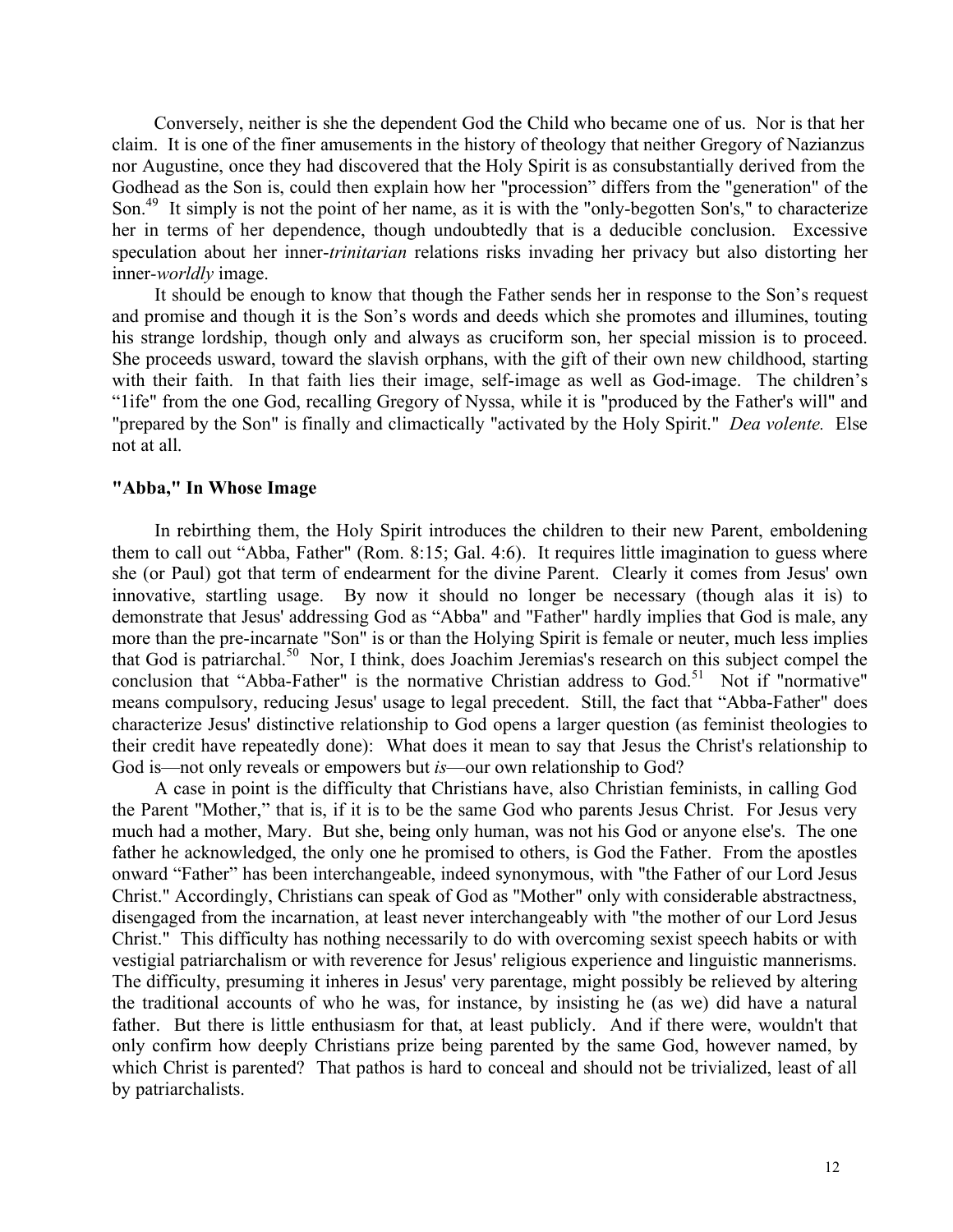Conversely, neither is she the dependent God the Child who became one of us. Nor is that her claim. It is one of the finer amusements in the history of theology that neither Gregory of Nazianzus nor Augustine, once they had discovered that the Holy Spirit is as consubstantially derived from the Godhead as the Son is, could then explain how her "procession" differs from the "generation" of the Son.[49] It simply is not the point of her name, as it is with the "only-begotten Son's," to characterize her in terms of her dependence, though undoubtedly that is a deducible conclusion. Excessive speculation about her inner-*trinitarian* relations risks invading her privacy but also distorting her inner-*worldly* image.

It should be enough to know that though the Father sends her in response to the Son's request and promise and though it is the Son's words and deeds which she promotes and illumines, touting his strange lordship, though only and always as cruciform son, her special mission is to proceed. She proceeds usward, toward the slavish orphans, with the gift of their own new childhood, starting with their faith. In that faith lies their image, self-image as well as God-image. The children's "1ife" from the one God, recalling Gregory of Nyssa, while it is "produced by the Father's will" and "prepared by the Son" is finally and climactically "activated by the Holy Spirit." *Dea volente.* Else not at all.

**"Abba," In Whose Image**

In rebirthing them, the Holy Spirit introduces the children to their new Parent, emboldening them to call out "Abba, Father" (Rom. 8:15; Gal. 4:6). It requires little imagination to guess where she (or Paul) got that term of endearment for the divine Parent. Clearly it comes from Jesus' own innovative, startling usage. By now it should no longer be necessary (though alas it is) to demonstrate that Jesus' addressing God as "Abba" and "Father" hardly implies that God is male, any more than the pre-incarnate "Son" is or than the Holying Spirit is female or neuter, much less implies that God is patriarchal.[50] Nor, I think, does Joachim Jeremias's research on this subject compel the conclusion that "Abba-Father" is the normative Christian address to God.[51] Not if "normative" means compulsory, reducing Jesus' usage to legal precedent. Still, the fact that "Abba-Father" does characterize Jesus' distinctive relationship to God opens a larger question (as feminist theologies to their credit have repeatedly done): What does it mean to say that Jesus the Christ's relationship to God is—not only reveals or empowers but *is*—our own relationship to God?

A case in point is the difficulty that Christians have, also Christian feminists, in calling God the Parent "Mother," that is, if it is to be the same God who parents Jesus Christ. For Jesus very much had a mother, Mary. But she, being only human, was not his God or anyone else's. The one father he acknowledged, the only one he promised to others, is God the Father. From the apostles onward "Father" has been interchangeable, indeed synonymous, with "the Father of our Lord Jesus Christ." Accordingly, Christians can speak of God as "Mother" only with considerable abstractness, disengaged from the incarnation, at least never interchangeably with "the mother of our Lord Jesus Christ." This difficulty has nothing necessarily to do with overcoming sexist speech habits or with vestigial patriarchalism or with reverence for Jesus' religious experience and linguistic mannerisms. The difficulty, presuming it inheres in Jesus' very parentage, might possibly be relieved by altering the traditional accounts of who he was, for instance, by insisting he (as we) did have a natural father. But there is little enthusiasm for that, at least publicly. And if there were, wouldn't that only confirm how deeply Christians prize being parented by the same God, however named, by which Christ is parented? That pathos is hard to conceal and should not be trivialized, least of all by patriarchalists.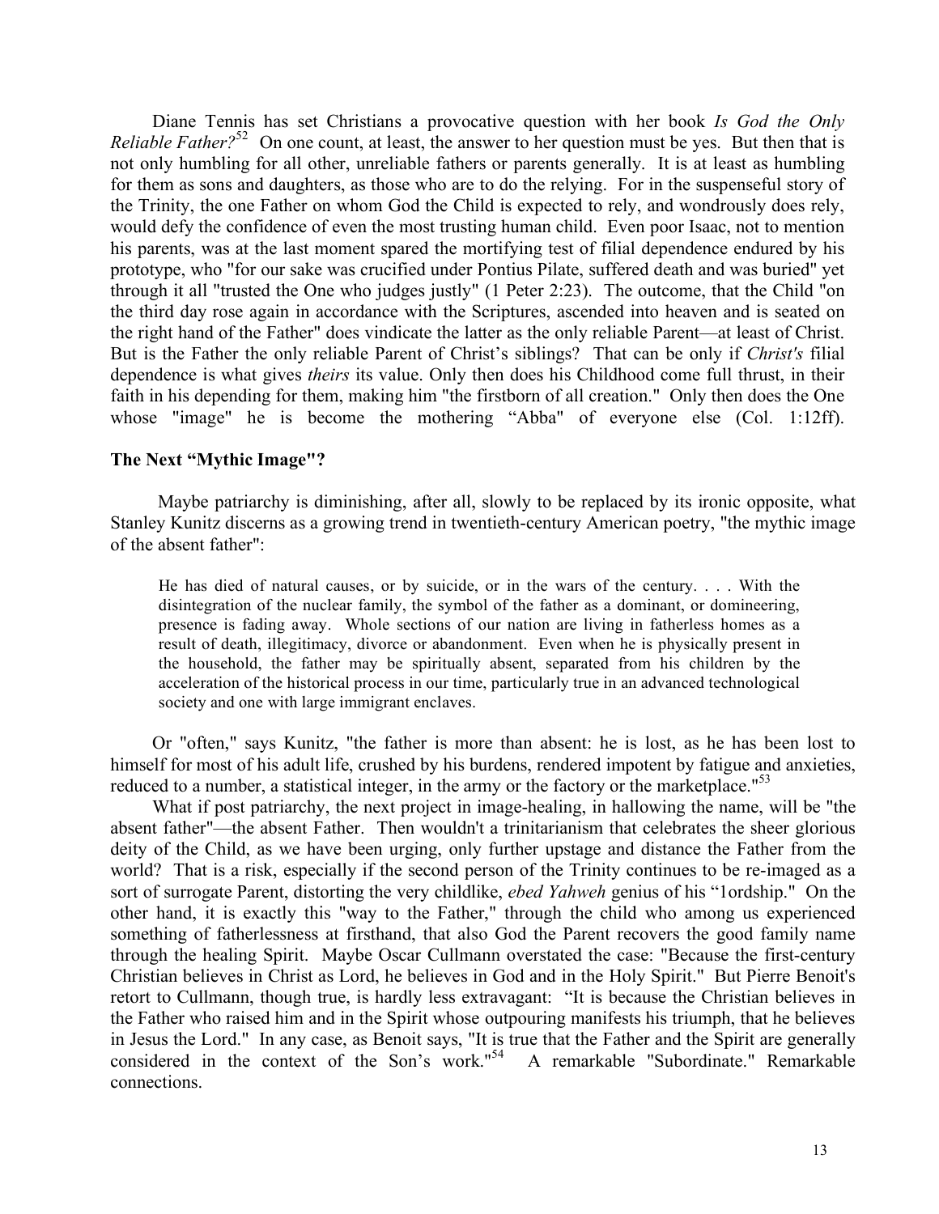Diane Tennis has set Christians a provocative question with her book *Is God the Only Reliable Father?*[52] On one count, at least, the answer to her question must be yes. But then that is not only humbling for all other, unreliable fathers or parents generally. It is at least as humbling for them as sons and daughters, as those who are to do the relying. For in the suspenseful story of the Trinity, the one Father on whom God the Child is expected to rely, and wondrously does rely, would defy the confidence of even the most trusting human child. Even poor Isaac, not to mention his parents, was at the last moment spared the mortifying test of filial dependence endured by his prototype, who "for our sake was crucified under Pontius Pilate, suffered death and was buried" yet through it all "trusted the One who judges justly" (1 Peter 2:23). The outcome, that the Child "on the third day rose again in accordance with the Scriptures, ascended into heaven and is seated on the right hand of the Father" does vindicate the latter as the only reliable Parent—at least of Christ. But is the Father the only reliable Parent of Christ's siblings? That can be only if *Christ's* filial dependence is what gives *theirs* its value. Only then does his Childhood come full thrust, in their faith in his depending for them, making him "the firstborn of all creation." Only then does the One whose "image" he is become the mothering "Abba" of everyone else (Col. 1:12ff).

**The Next "Mythic Image"?**

Maybe patriarchy is diminishing, after all, slowly to be replaced by its ironic opposite, what Stanley Kunitz discerns as a growing trend in twentieth-century American poetry, "the mythic image of the absent father":

> He has died of natural causes, or by suicide, or in the wars of the century. . . . With the disintegration of the nuclear family, the symbol of the father as a dominant, or domineering, presence is fading away. Whole sections of our nation are living in fatherless homes as a result of death, illegitimacy, divorce or abandonment. Even when he is physically present in the household, the father may be spiritually absent, separated from his children by the acceleration of the historical process in our time, particularly true in an advanced technological society and one with large immigrant enclaves.

Or "often," says Kunitz, "the father is more than absent: he is lost, as he has been lost to himself for most of his adult life, crushed by his burdens, rendered impotent by fatigue and anxieties, reduced to a number, a statistical integer, in the army or the factory or the marketplace."[53]

What if post patriarchy, the next project in image-healing, in hallowing the name, will be "the absent father"—the absent Father. Then wouldn't a trinitarianism that celebrates the sheer glorious deity of the Child, as we have been urging, only further upstage and distance the Father from the world? That is a risk, especially if the second person of the Trinity continues to be re-imaged as a sort of surrogate Parent, distorting the very childlike, *ebed Yahweh* genius of his "1ordship." On the other hand, it is exactly this "way to the Father," through the child who among us experienced something of fatherlessness at firsthand, that also God the Parent recovers the good family name through the healing Spirit. Maybe Oscar Cullmann overstated the case: "Because the first-century Christian believes in Christ as Lord, he believes in God and in the Holy Spirit." But Pierre Benoit's retort to Cullmann, though true, is hardly less extravagant: "It is because the Christian believes in the Father who raised him and in the Spirit whose outpouring manifests his triumph, that he believes in Jesus the Lord." In any case, as Benoit says, "It is true that the Father and the Spirit are generally considered in the context of the Son's work."[54] A remarkable "Subordinate." Remarkable connections.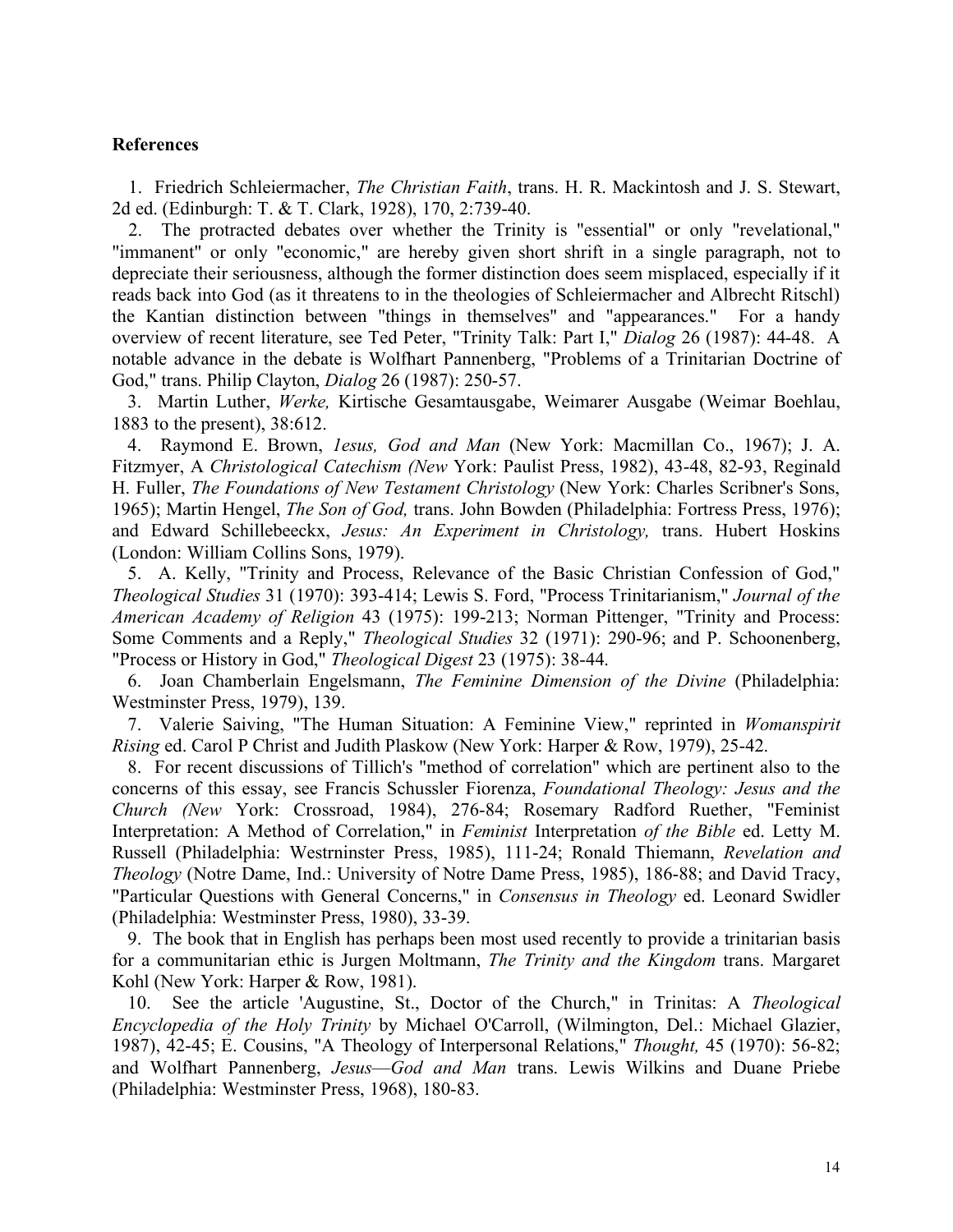**References**

1. Friedrich Schleiermacher, *The Christian Faith*, trans. H. R. Mackintosh and J. S. Stewart, 2d ed. (Edinburgh: T. & T. Clark, 1928), 170, 2:739-40.

2. The protracted debates over whether the Trinity is "essential" or only "revelational," "immanent" or only "economic," are hereby given short shrift in a single paragraph, not to depreciate their seriousness, although the former distinction does seem misplaced, especially if it reads back into God (as it threatens to in the theologies of Schleiermacher and Albrecht Ritschl) the Kantian distinction between "things in themselves" and "appearances." For a handy overview of recent literature, see Ted Peter, "Trinity Talk: Part I," *Dialog* 26 (1987): 44-48. A notable advance in the debate is Wolfhart Pannenberg, "Problems of a Trinitarian Doctrine of God," trans. Philip Clayton, *Dialog* 26 (1987): 250-57.

3. Martin Luther, *Werke,* Kirtische Gesamtausgabe, Weimarer Ausgabe (Weimar Boehlau, 1883 to the present), 38:612.

4. Raymond E. Brown, *1esus, God and Man* (New York: Macmillan Co., 1967); J. A. Fitzmyer, A *Christological Catechism (New* York: Paulist Press, 1982), 43-48, 82-93, Reginald H. Fuller, *The Foundations of New Testament Christology* (New York: Charles Scribner's Sons, 1965); Martin Hengel, *The Son of God,* trans. John Bowden (Philadelphia: Fortress Press, 1976); and Edward Schillebeeckx, *Jesus: An Experiment in Christology,* trans. Hubert Hoskins (London: William Collins Sons, 1979).

5. A. Kelly, "Trinity and Process, Relevance of the Basic Christian Confession of God," *Theological Studies* 31 (1970): 393-414; Lewis S. Ford, "Process Trinitarianism," *Journal of the American Academy of Religion* 43 (1975): 199-213; Norman Pittenger, "Trinity and Process: Some Comments and a Reply," *Theological Studies* 32 (1971): 290-96; and P. Schoonenberg, "Process or History in God," *Theological Digest* 23 (1975): 38-44.

6. Joan Chamberlain Engelsmann, *The Feminine Dimension of the Divine* (Philadelphia: Westminster Press, 1979), 139.

7. Valerie Saiving, "The Human Situation: A Feminine View," reprinted in *Womanspirit Rising* ed. Carol P Christ and Judith Plaskow (New York: Harper & Row, 1979), 25-42.

8. For recent discussions of Tillich's "method of correlation" which are pertinent also to the concerns of this essay, see Francis Schussler Fiorenza, *Foundational Theology: Jesus and the Church (New* York: Crossroad, 1984), 276-84; Rosemary Radford Ruether, "Feminist Interpretation: A Method of Correlation," in *Feminist* Interpretation *of the Bible* ed. Letty M. Russell (Philadelphia: Westrninster Press, 1985), 111-24; Ronald Thiemann, *Revelation and Theology* (Notre Dame, Ind.: University of Notre Dame Press, 1985), 186-88; and David Tracy, "Particular Questions with General Concerns," in *Consensus in Theology* ed. Leonard Swidler (Philadelphia: Westminster Press, 1980), 33-39.

9. The book that in English has perhaps been most used recently to provide a trinitarian basis for a communitarian ethic is Jurgen Moltmann, *The Trinity and the Kingdom* trans. Margaret Kohl (New York: Harper & Row, 1981).

10. See the article 'Augustine, St., Doctor of the Church," in Trinitas: A *Theological Encyclopedia of the Holy Trinity* by Michael O'Carroll, (Wilmington, Del.: Michael Glazier, 1987), 42-45; E. Cousins, "A Theology of Interpersonal Relations," *Thought,* 45 (1970): 56-82; and Wolfhart Pannenberg, *Jesus—God and Man* trans. Lewis Wilkins and Duane Priebe (Philadelphia: Westminster Press, 1968), 180-83.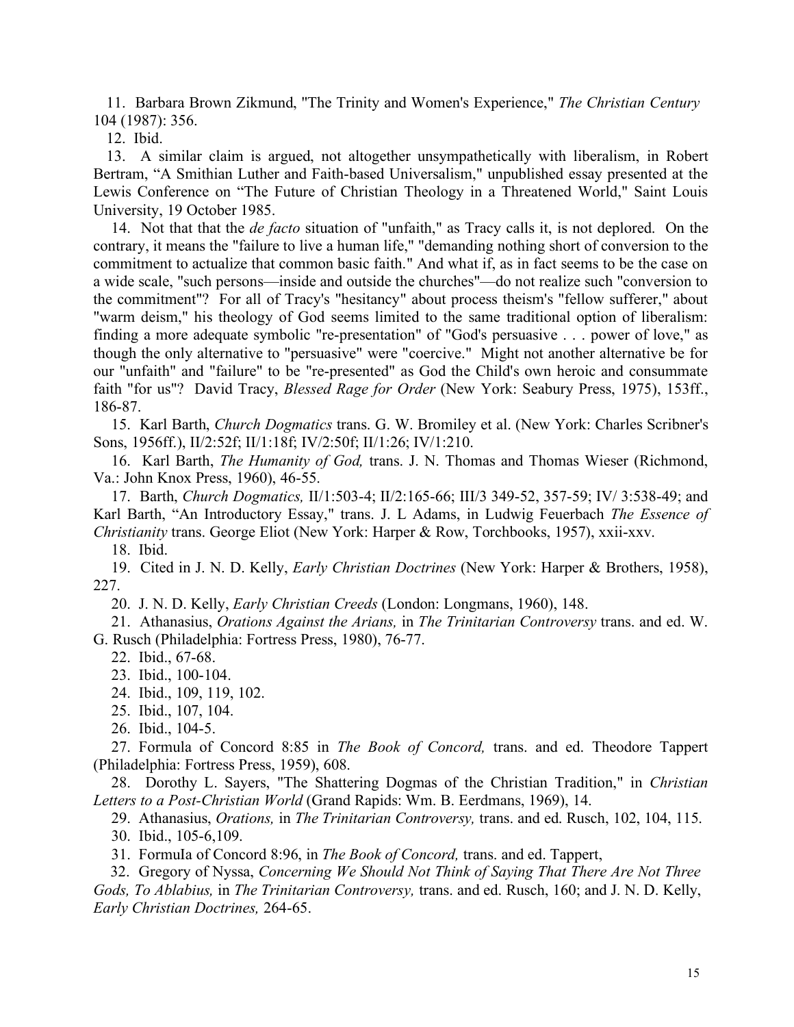11. Barbara Brown Zikmund, "The Trinity and Women's Experience," *The Christian Century* 104 (1987): 356.

12. Ibid.

13. A similar claim is argued, not altogether unsympathetically with liberalism, in Robert Bertram, "A Smithian Luther and Faith-based Universalism," unpublished essay presented at the Lewis Conference on "The Future of Christian Theology in a Threatened World," Saint Louis University, 19 October 1985.

14. Not that that the *de facto* situation of "unfaith," as Tracy calls it, is not deplored. On the contrary, it means the "failure to live a human life," "demanding nothing short of conversion to the commitment to actualize that common basic faith." And what if, as in fact seems to be the case on a wide scale, "such persons—inside and outside the churches"—do not realize such "conversion to the commitment"? For all of Tracy's "hesitancy" about process theism's "fellow sufferer," about "warm deism," his theology of God seems limited to the same traditional option of liberalism: finding a more adequate symbolic "re-presentation" of "God's persuasive . . . power of love," as though the only alternative to "persuasive" were "coercive." Might not another alternative be for our "unfaith" and "failure" to be "re-presented" as God the Child's own heroic and consummate faith "for us"? David Tracy, *Blessed Rage for Order* (New York: Seabury Press, 1975), 153ff., 186-87.

15. Karl Barth, *Church Dogmatics* trans. G. W. Bromiley et al. (New York: Charles Scribner's Sons, 1956ff.), II/2:52f; II/1:18f; IV/2:50f; II/1:26; IV/1:210.

16. Karl Barth, *The Humanity of God,* trans. J. N. Thomas and Thomas Wieser (Richmond, Va.: John Knox Press, 1960), 46-55.

17. Barth, *Church Dogmatics,* II/1:503-4; II/2:165-66; III/3 349-52, 357-59; IV/ 3:538-49; and Karl Barth, "An Introductory Essay," trans. J. L Adams, in Ludwig Feuerbach *The Essence of Christianity* trans. George Eliot (New York: Harper & Row, Torchbooks, 1957), xxii-xxv.

18. Ibid.

19. Cited in J. N. D. Kelly, *Early Christian Doctrines* (New York: Harper & Brothers, 1958), 227.

20. J. N. D. Kelly, *Early Christian Creeds* (London: Longmans, 1960), 148.

21. Athanasius, *Orations Against the Arians,* in *The Trinitarian Controversy* trans. and ed. W. G. Rusch (Philadelphia: Fortress Press, 1980), 76-77.

22. Ibid., 67-68.

23. Ibid., 100-104.

24. Ibid., 109, 119, 102.

25. Ibid., 107, 104.

26. Ibid., 104-5.

27. Formula of Concord 8:85 in *The Book of Concord,* trans. and ed. Theodore Tappert (Philadelphia: Fortress Press, 1959), 608.

28. Dorothy L. Sayers, "The Shattering Dogmas of the Christian Tradition," in *Christian Letters to a Post-Christian World* (Grand Rapids: Wm. B. Eerdmans, 1969), 14.

29. Athanasius, *Orations,* in *The Trinitarian Controversy,* trans. and ed. Rusch, 102, 104, 115.

30. Ibid., 105-6,109.

31. FormuIa of Concord 8:96, in *The Book of Concord,* trans. and ed. Tappert,

32. Gregory of Nyssa, *Concerning We Should Not Think of Saying That There Are Not Three Gods, To Ablabius,* in *The Trinitarian Controversy,* trans. and ed. Rusch, 160; and J. N. D. Kelly, *Early Christian Doctrines,* 264-65.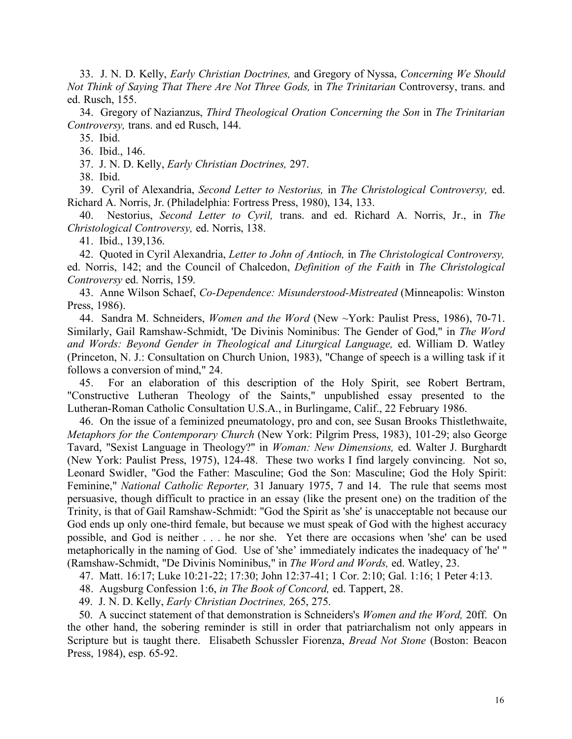33. J. N. D. Kelly, *Early Christian Doctrines,* and Gregory of Nyssa, *Concerning We Should Not Think of Saying That There Are Not Three Gods,* in *The Trinitarian* Controversy, trans. and ed. Rusch, 155.

34. Gregory of Nazianzus, *Third Theological Oration Concerning the Son* in *The Trinitarian Controversy,* trans. and ed Rusch, 144.

35. Ibid.

36. Ibid., 146.

37. J. N. D. Kelly, *Early Christian Doctrines,* 297.

38. Ibid.

39. Cyril of Alexandria, *Second Letter to Nestorius,* in *The Christological Controversy,* ed. Richard A. Norris, Jr. (Philadelphia: Fortress Press, 1980), 134, 133.

40. Nestorius, *Second Letter to Cyril,* trans. and ed. Richard A. Norris, Jr., in *The Christological Controversy,* ed. Norris, 138.

41. Ibid., 139,136.

42. Quoted in Cyril Alexandria, *Letter to John of Antioch,* in *The Christological Controversy,* ed. Norris, 142; and the Council of Chalcedon, *Definition of the Faith* in *The Christological Controversy* ed. Norris, 159.

43. Anne Wilson Schaef, *Co-Dependence: Misunderstood-Mistreated* (Minneapolis: Winston Press, 1986).

44. Sandra M. Schneiders, *Women and the Word* (New ~York: Paulist Press, 1986), 70-71. Similarly, Gail Ramshaw-Schmidt, 'De Divinis Nominibus: The Gender of God," in *The Word and Words: Beyond Gender in Theological and Liturgical Language,* ed. William D. Watley (Princeton, N. J.: Consultation on Church Union, 1983), "Change of speech is a willing task if it follows a conversion of mind," 24.

45. For an elaboration of this description of the Holy Spirit, see Robert Bertram, "Constructive Lutheran Theology of the Saints," unpublished essay presented to the Lutheran-Roman Catholic Consultation U.S.A., in Burlingame, Calif., 22 February 1986.

46. On the issue of a feminized pneumatology, pro and con, see Susan Brooks Thistlethwaite, *Metaphors for the Contemporary Church* (New York: Pilgrim Press, 1983), 101-29; also George Tavard, "Sexist Language in Theology?" in *Woman: New Dimensions,* ed. Walter J. Burghardt (New York: Paulist Press, 1975), 124-48. These two works I find largely convincing. Not so, Leonard Swidler, "God the Father: Masculine; God the Son: Masculine; God the Holy Spirit: Feminine," *National Catholic Reporter,* 31 January 1975, 7 and 14. The rule that seems most persuasive, though difficult to practice in an essay (like the present one) on the tradition of the Trinity, is that of Gail Ramshaw-Schmidt: "God the Spirit as 'she' is unacceptable not because our God ends up only one-third female, but because we must speak of God with the highest accuracy possible, and God is neither . . . he nor she. Yet there are occasions when 'she' can be used metaphorically in the naming of God. Use of 'she' immediately indicates the inadequacy of 'he' " (Ramshaw-Schmidt, "De Divinis Nominibus," in *The Word and Words,* ed. Watley, 23.

47. Matt. 16:17; Luke 10:21-22; 17:30; John 12:37-41; 1 Cor. 2:10; Gal. 1:16; 1 Peter 4:13.

48. Augsburg Confession 1:6, *in The Book of Concord,* ed. Tappert, 28.

49. J. N. D. Kelly, *Early Christian Doctrines,* 265, 275.

50. A succinct statement of that demonstration is Schneiders's *Women and the Word,* 20ff. On the other hand, the sobering reminder is still in order that patriarchalism not only appears in Scripture but is taught there. Elisabeth Schussler Fiorenza, *Bread Not Stone* (Boston: Beacon Press, 1984), esp. 65-92.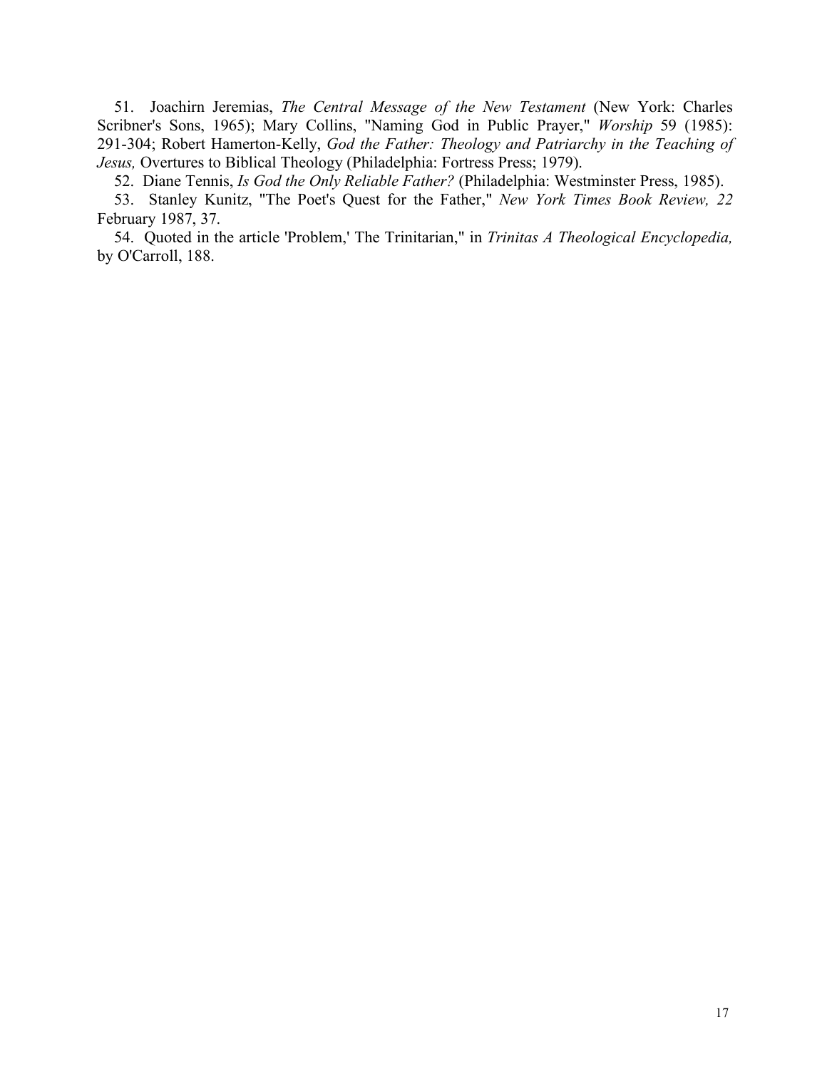51. Joachirn Jeremias, *The Central Message of the New Testament* (New York: Charles Scribner's Sons, 1965); Mary Collins, "Naming God in Public Prayer," *Worship* 59 (1985): 291-304; Robert Hamerton-Kelly, *God the Father: Theology and Patriarchy in the Teaching of Jesus,* Overtures to Biblical Theology (Philadelphia: Fortress Press; 1979).

52. Diane Tennis, *Is God the Only Reliable Father?* (Philadelphia: Westminster Press, 1985).

53. Stanley Kunitz, "The Poet's Quest for the Father," *New York Times Book Review, 22* February 1987, 37.

54. Quoted in the article 'Problem,' The Trinitarian," in *Trinitas A Theological Encyclopedia,* by O'Carroll, 188.